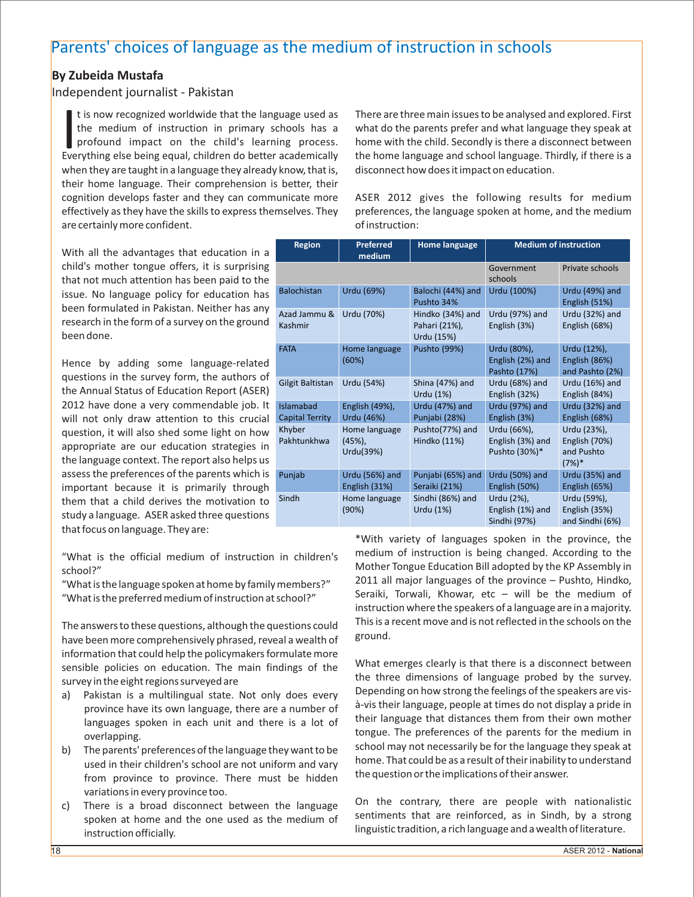# Parents' choices of language as the medium of instruction in schools

**By Zubeida Mustafa**

Independent journalist - Pakistan

It is now recognized worldwide that the language used as the medium of instruction in primary schools has a profound impact on the child's learning process. Everything else being equal, children do better academically when they are taught in a language they already know, that is, their home language. Their comprehension is better, their cognition develops faster and they can communicate more effectively as they have the skills to express themselves. They are certainly more confident.

With all the advantages that education in a child's mother tongue offers, it is surprising that not much attention has been paid to the issue. No language policy for education has been formulated in Pakistan. Neither has any research in the form of a survey on the ground been done.

Hence by adding some language-related questions in the survey form, the authors of the Annual Status of Education Report (ASER) 2012 have done a very commendable job. It will not only draw attention to this crucial question, it will also shed some light on how appropriate are our education strategies in the language context. The report also helps us assess the preferences of the parents which is important because it is primarily through them that a child derives the motivation to study a language. ASER asked three questions that focus on language. They are:

"What is the official medium of instruction in children's school?"
"What is the language spoken at home by family members?"
"What is the preferred medium of instruction at school?"

The answers to these questions, although the questions could have been more comprehensively phrased, reveal a wealth of information that could help the policymakers formulate more sensible policies on education. The main findings of the survey in the eight regions surveyed are

a) Pakistan is a multilingual state. Not only does every province have its own language, there are a number of languages spoken in each unit and there is a lot of overlapping.
b) The parents' preferences of the language they want to be used in their children's school are not uniform and vary from province to province. There must be hidden variations in every province too.
c) There is a broad disconnect between the language spoken at home and the one used as the medium of instruction officially.

There are three main issues to be analysed and explored. First what do the parents prefer and what language they speak at home with the child. Secondly is there a disconnect between the home language and school language. Thirdly, if there is a disconnect how does it impact on education.

ASER 2012 gives the following results for medium preferences, the language spoken at home, and the medium of instruction:

| Region | Preferred medium | Home language | Medium of instruction | |
|---|---|---|---|---|
| | | | Government schools | Private schools |
| Balochistan | Urdu (69%) | Balochi (44%) and Pushto 34% | Urdu (100%) | Urdu (49%) and English (51%) |
| Azad Jammu & Kashmir | Urdu (70%) | Hindko (34%) and Pahari (21%), Urdu (15%) | Urdu (97%) and English (3%) | Urdu (32%) and English (68%) |
| FATA | Home language (60%) | Pushto (99%) | Urdu (80%), English (2%) and Pashto (17%) | Urdu (12%), English (86%) and Pashto (2%) |
| Gilgit Baltistan | Urdu (54%) | Shina (47%) and Urdu (1%) | Urdu (68%) and English (32%) | Urdu (16%) and English (84%) |
| Islamabad Capital Territy | English (49%), Urdu (46%) | Urdu (47%) and Punjabi (28%) | Urdu (97%) and English (3%) | Urdu (32%) and English (68%) |
| Khyber Pakhtunkhwa | Home language (45%), Urdu(39%) | Pushto(77%) and Hindko (11%) | Urdu (66%), English (3%) and Pushto (30%)* | Urdu (23%), English (70%) and Pushto (7%)* |
| Punjab | Urdu (56%) and English (31%) | Punjabi (65%) and Seraiki (21%) | Urdu (50%) and English (50%) | Urdu (35%) and English (65%) |
| Sindh | Home language (90%) | Sindhi (86%) and Urdu (1%) | Urdu (2%), English (1%) and Sindhi (97%) | Urdu (59%), English (35%) and Sindhi (6%) |

*With variety of languages spoken in the province, the medium of instruction is being changed. According to the Mother Tongue Education Bill adopted by the KP Assembly in 2011 all major languages of the province – Pushto, Hindko, Seraiki, Torwali, Khowar, etc – will be the medium of instruction where the speakers of a language are in a majority. This is a recent move and is not reflected in the schools on the ground.

What emerges clearly is that there is a disconnect between the three dimensions of language probed by the survey. Depending on how strong the feelings of the speakers are vis-à-vis their language, people at times do not display a pride in their language that distances them from their own mother tongue. The preferences of the parents for the medium in school may not necessarily be for the language they speak at home. That could be as a result of their inability to understand the question or the implications of their answer.

On the contrary, there are people with nationalistic sentiments that are reinforced, as in Sindh, by a strong linguistic tradition, a rich language and a wealth of literature.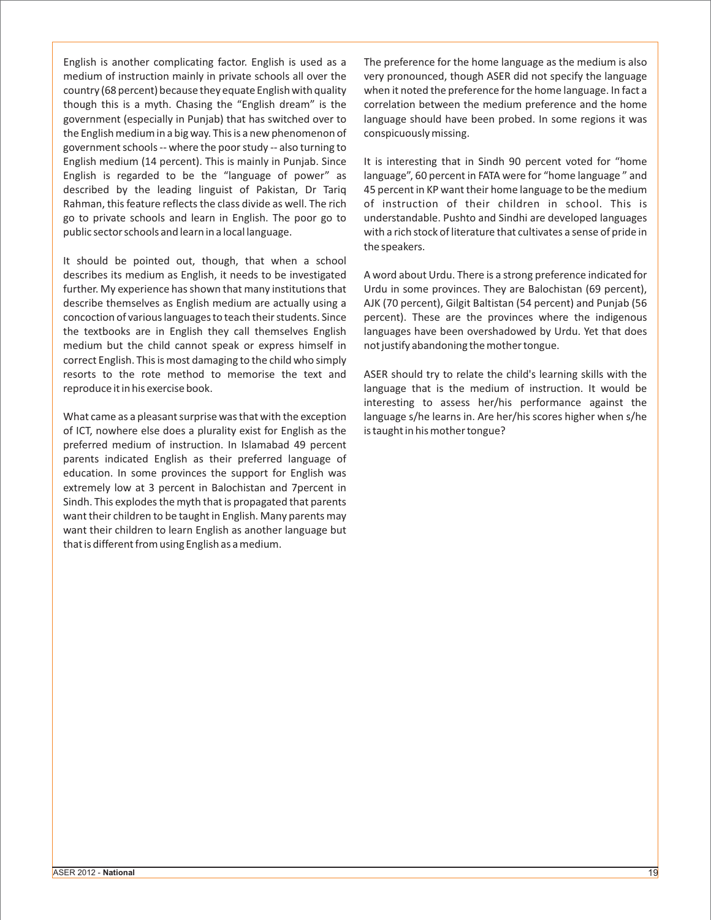English is another complicating factor. English is used as a medium of instruction mainly in private schools all over the country (68 percent) because they equate English with quality though this is a myth. Chasing the "English dream" is the government (especially in Punjab) that has switched over to the English medium in a big way. This is a new phenomenon of government schools -- where the poor study -- also turning to English medium (14 percent). This is mainly in Punjab. Since English is regarded to be the "language of power" as described by the leading linguist of Pakistan, Dr Tariq Rahman, this feature reflects the class divide as well. The rich go to private schools and learn in English. The poor go to public sector schools and learn in a local language.

It should be pointed out, though, that when a school describes its medium as English, it needs to be investigated further. My experience has shown that many institutions that describe themselves as English medium are actually using a concoction of various languages to teach their students. Since the textbooks are in English they call themselves English medium but the child cannot speak or express himself in correct English. This is most damaging to the child who simply resorts to the rote method to memorise the text and reproduce it in his exercise book.

What came as a pleasant surprise was that with the exception of ICT, nowhere else does a plurality exist for English as the preferred medium of instruction. In Islamabad 49 percent parents indicated English as their preferred language of education. In some provinces the support for English was extremely low at 3 percent in Balochistan and 7percent in Sindh. This explodes the myth that is propagated that parents want their children to be taught in English. Many parents may want their children to learn English as another language but that is different from using English as a medium.

The preference for the home language as the medium is also very pronounced, though ASER did not specify the language when it noted the preference for the home language. In fact a correlation between the medium preference and the home language should have been probed. In some regions it was conspicuously missing.

It is interesting that in Sindh 90 percent voted for "home language", 60 percent in FATA were for "home language " and 45 percent in KP want their home language to be the medium of instruction of their children in school. This is understandable. Pushto and Sindhi are developed languages with a rich stock of literature that cultivates a sense of pride in the speakers.

A word about Urdu. There is a strong preference indicated for Urdu in some provinces. They are Balochistan (69 percent), AJK (70 percent), Gilgit Baltistan (54 percent) and Punjab (56 percent). These are the provinces where the indigenous languages have been overshadowed by Urdu. Yet that does not justify abandoning the mother tongue.

ASER should try to relate the child's learning skills with the language that is the medium of instruction. It would be interesting to assess her/his performance against the language s/he learns in. Are her/his scores higher when s/he is taught in his mother tongue?